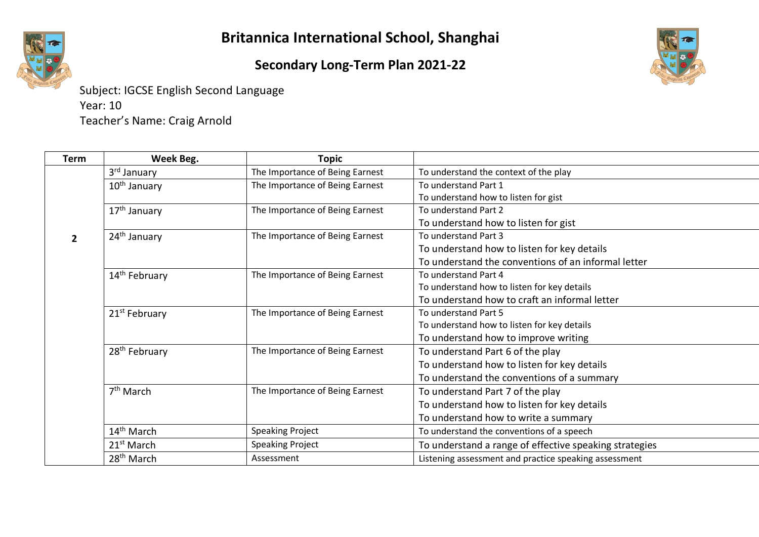# Britannica International School, Shanghai

## Secondary Long-Term Plan 2021-22

Subject: IGCSE English Second Language
Year: 10
Teacher's Name: Craig Arnold

| Term | Week Beg. | Topic | |
|---|---|---|---|
| 2 | 3rd January | The Importance of Being Earnest | To understand the context of the play |
| | 10th January | The Importance of Being Earnest | To understand Part 1<br>To understand how to listen for gist |
| | 17th January | The Importance of Being Earnest | To understand Part 2<br>To understand how to listen for gist |
| | 24th January | The Importance of Being Earnest | To understand Part 3<br>To understand how to listen for key details<br>To understand the conventions of an informal letter |
| | 14th February | The Importance of Being Earnest | To understand Part 4<br>To understand how to listen for key details<br>To understand how to craft an informal letter |
| | 21st February | The Importance of Being Earnest | To understand Part 5<br>To understand how to listen for key details<br>To understand how to improve writing |
| | 28th February | The Importance of Being Earnest | To understand Part 6 of the play<br>To understand how to listen for key details<br>To understand the conventions of a summary |
| | 7th March | The Importance of Being Earnest | To understand Part 7 of the play<br>To understand how to listen for key details<br>To understand how to write a summary |
| | 14th March | Speaking Project | To understand the conventions of a speech |
| | 21st March | Speaking Project | To understand a range of effective speaking strategies |
| | 28th March | Assessment | Listening assessment and practice speaking assessment |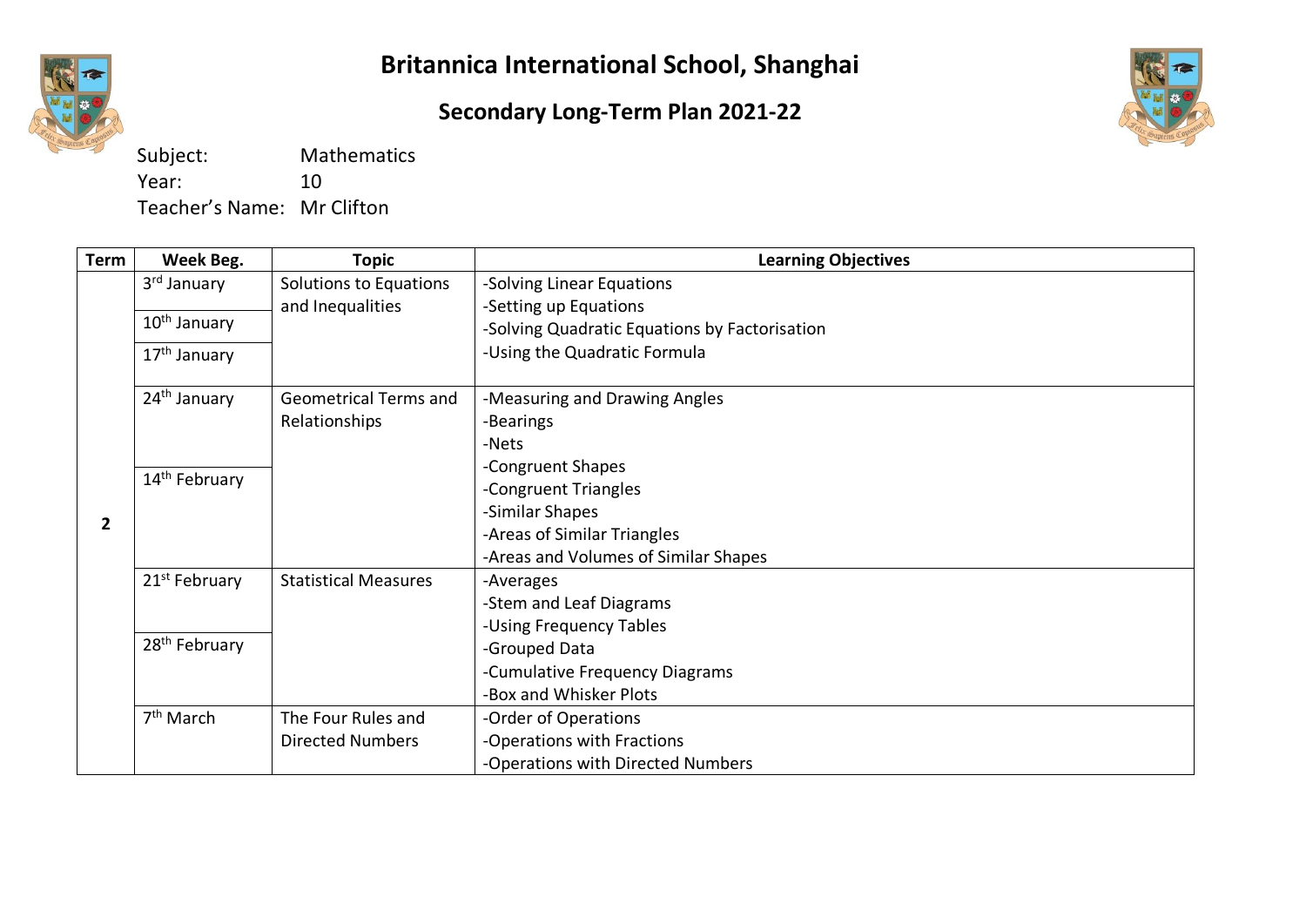# Britannica International School, Shanghai

## Secondary Long-Term Plan 2021-22

Subject: Mathematics
Year: 10
Teacher's Name: Mr Clifton

| Term | Week Beg. | Topic | Learning Objectives |
|---|---|---|---|
| 2 | 3rd January<br>10th January<br>17th January | Solutions to Equations and Inequalities | -Solving Linear Equations<br>-Setting up Equations<br>-Solving Quadratic Equations by Factorisation<br>-Using the Quadratic Formula |
| | 24th January<br>14th February | Geometrical Terms and Relationships | -Measuring and Drawing Angles<br>-Bearings<br>-Nets<br>-Congruent Shapes<br>-Congruent Triangles<br>-Similar Shapes<br>-Areas of Similar Triangles<br>-Areas and Volumes of Similar Shapes |
| | 21st February<br>28th February | Statistical Measures | -Averages<br>-Stem and Leaf Diagrams<br>-Using Frequency Tables<br>-Grouped Data<br>-Cumulative Frequency Diagrams<br>-Box and Whisker Plots |
| | 7th March | The Four Rules and Directed Numbers | -Order of Operations<br>-Operations with Fractions<br>-Operations with Directed Numbers |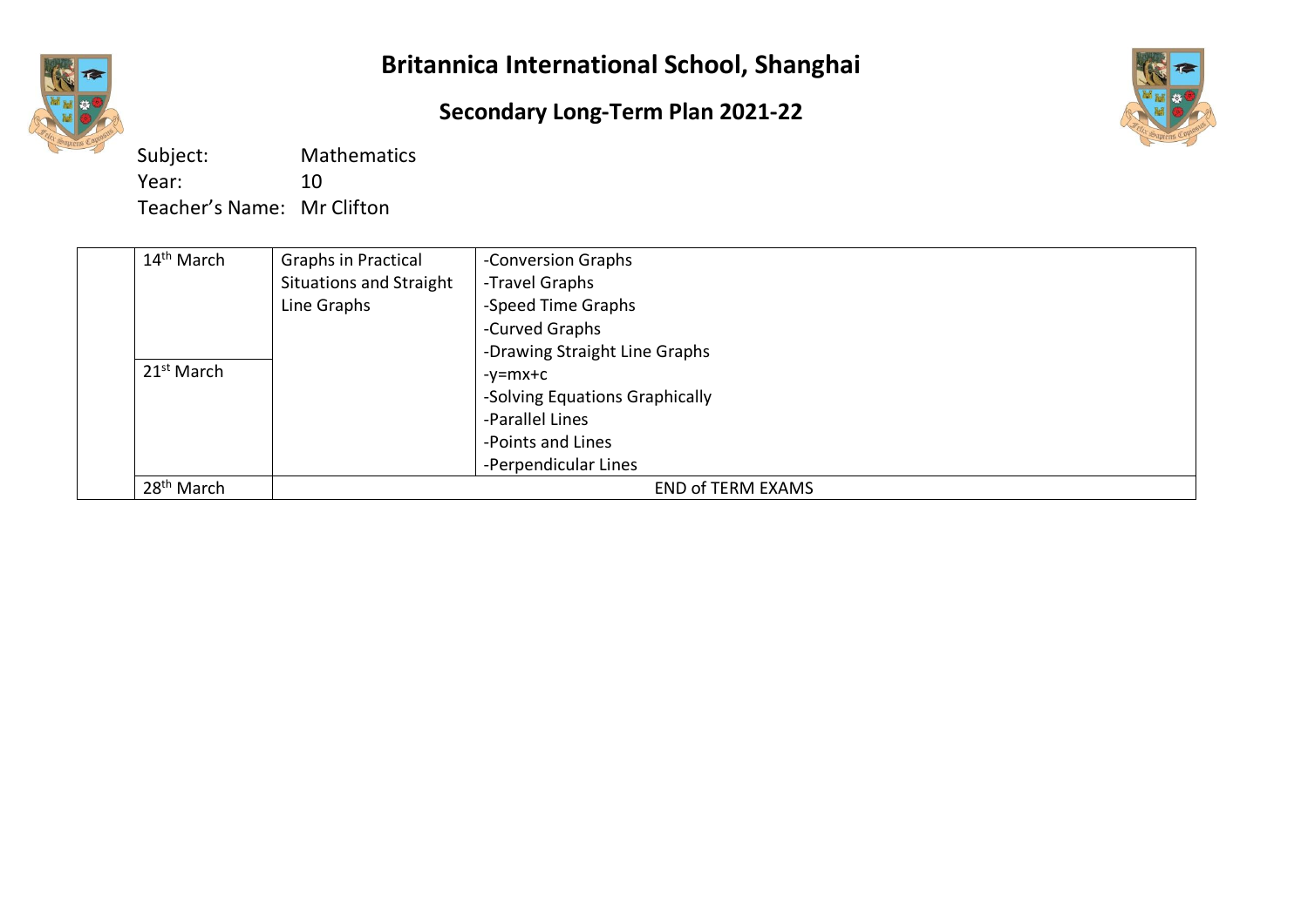# Britannica International School, Shanghai

## Secondary Long-Term Plan 2021-22

Subject: Mathematics
Year: 10
Teacher's Name: Mr Clifton

| | | | |
|---|---|---|---|
| | 14th March | Graphs in Practical Situations and Straight Line Graphs | -Conversion Graphs<br>-Travel Graphs<br>-Speed Time Graphs<br>-Curved Graphs<br>-Drawing Straight Line Graphs |
| | 21st March | | -y=mx+c<br>-Solving Equations Graphically<br>-Parallel Lines<br>-Points and Lines<br>-Perpendicular Lines |
| | 28th March | END of TERM EXAMS | |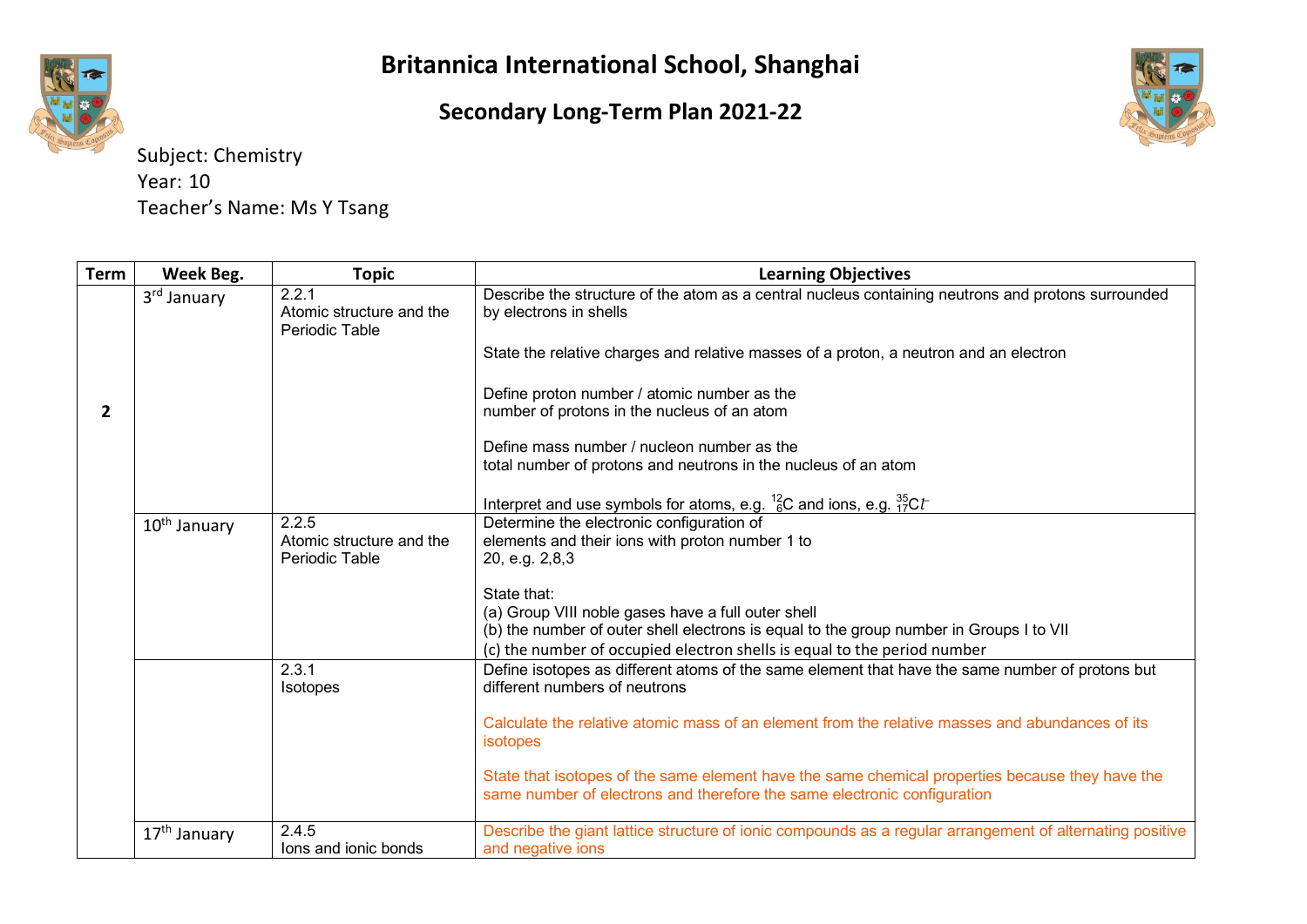# Britannica International School, Shanghai

## Secondary Long-Term Plan 2021-22

Subject: Chemistry
Year: 10
Teacher's Name: Ms Y Tsang

| Term | Week Beg. | Topic | Learning Objectives |
|---|---|---|---|
| 2 | 3rd January | 2.2.1 Atomic structure and the Periodic Table | Describe the structure of the atom as a central nucleus containing neutrons and protons surrounded by electrons in shells<br><br>State the relative charges and relative masses of a proton, a neutron and an electron<br><br>Define proton number / atomic number as the number of protons in the nucleus of an atom<br><br>Define mass number / nucleon number as the total number of protons and neutrons in the nucleus of an atom<br><br>Interpret and use symbols for atoms, e.g. $^{12}_{6}C$ and ions, e.g. $^{35}_{17}Cl^{-}$ |
| | 10th January | 2.2.5 Atomic structure and the Periodic Table | Determine the electronic configuration of elements and their ions with proton number 1 to 20, e.g. 2,8,3<br><br>State that:<br>(a) Group VIII noble gases have a full outer shell<br>(b) the number of outer shell electrons is equal to the group number in Groups I to VII<br>(c) the number of occupied electron shells is equal to the period number |
| | | 2.3.1 Isotopes | Define isotopes as different atoms of the same element that have the same number of protons but different numbers of neutrons<br><br>Calculate the relative atomic mass of an element from the relative masses and abundances of its isotopes<br><br>State that isotopes of the same element have the same chemical properties because they have the same number of electrons and therefore the same electronic configuration |
| | 17th January | 2.4.5 Ions and ionic bonds | Describe the giant lattice structure of ionic compounds as a regular arrangement of alternating positive and negative ions |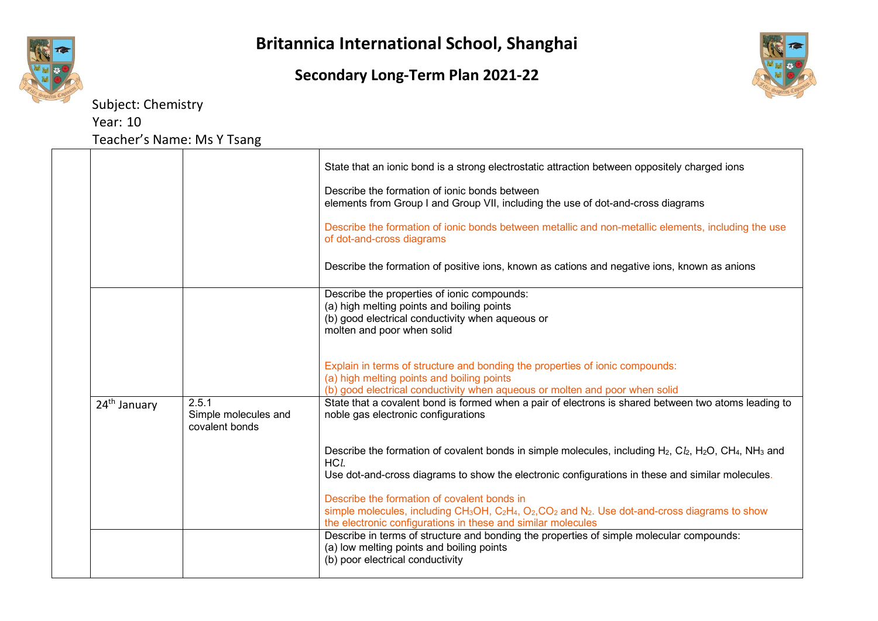# Britannica International School, Shanghai

## Secondary Long-Term Plan 2021-22

Subject: Chemistry

Year: 10

Teacher's Name: Ms Y Tsang

| | | | |
|---|---|---|---|
| | | | State that an ionic bond is a strong electrostatic attraction between oppositely charged ions<br><br>Describe the formation of ionic bonds between elements from Group I and Group VII, including the use of dot-and-cross diagrams<br><br>Describe the formation of ionic bonds between metallic and non-metallic elements, including the use of dot-and-cross diagrams<br><br>Describe the formation of positive ions, known as cations and negative ions, known as anions |
| | | | Describe the properties of ionic compounds:<br>(a) high melting points and boiling points<br>(b) good electrical conductivity when aqueous or molten and poor when solid<br><br>Explain in terms of structure and bonding the properties of ionic compounds:<br>(a) high melting points and boiling points<br>(b) good electrical conductivity when aqueous or molten and poor when solid |
| | 24th January | 2.5.1<br>Simple molecules and covalent bonds | State that a covalent bond is formed when a pair of electrons is shared between two atoms leading to noble gas electronic configurations<br><br>Describe the formation of covalent bonds in simple molecules, including $H_2$, $Cl_2$, $H_2O$, $CH_4$, $NH_3$ and $HCl$.<br>Use dot-and-cross diagrams to show the electronic configurations in these and similar molecules.<br><br>Describe the formation of covalent bonds in simple molecules, including $CH_3OH$, $C_2H_4$, $O_2$, $CO_2$ and $N_2$. Use dot-and-cross diagrams to show the electronic configurations in these and similar molecules |
| | | | Describe in terms of structure and bonding the properties of simple molecular compounds:<br>(a) low melting points and boiling points<br>(b) poor electrical conductivity |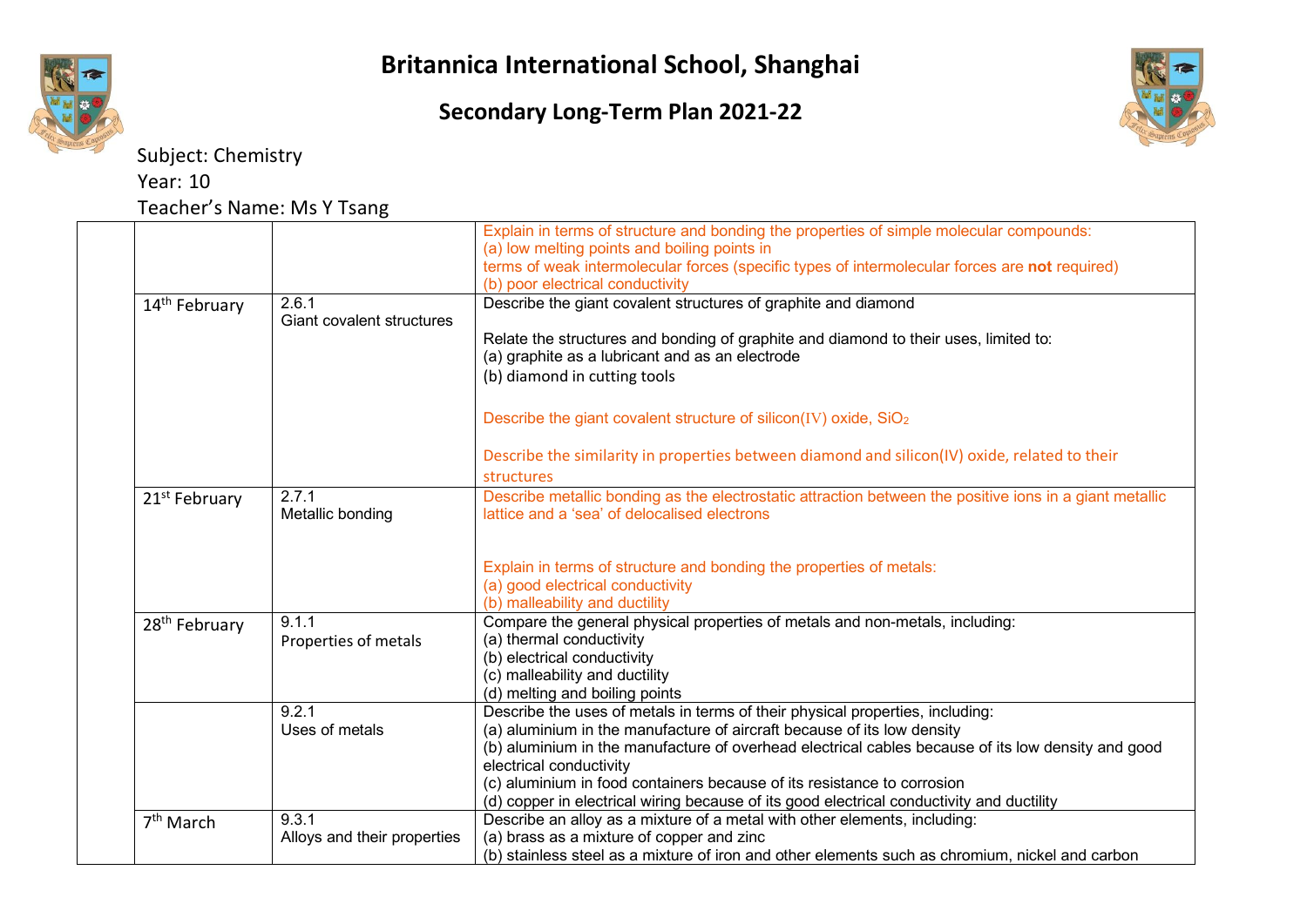# Britannica International School, Shanghai

## Secondary Long-Term Plan 2021-22

Subject: Chemistry

Year: 10

Teacher's Name: Ms Y Tsang

| | | | |
|---|---|---|---|
| | | | Explain in terms of structure and bonding the properties of simple molecular compounds:<br>(a) low melting points and boiling points in terms of weak intermolecular forces (specific types of intermolecular forces are **not** required)<br>(b) poor electrical conductivity |
| | 14th February | 2.6.1<br>Giant covalent structures | Describe the giant covalent structures of graphite and diamond<br><br>Relate the structures and bonding of graphite and diamond to their uses, limited to:<br>(a) graphite as a lubricant and as an electrode<br>(b) diamond in cutting tools<br><br>Describe the giant covalent structure of silicon(IV) oxide, $SiO_2$<br><br>Describe the similarity in properties between diamond and silicon(IV) oxide, related to their structures |
| | 21st February | 2.7.1<br>Metallic bonding | Describe metallic bonding as the electrostatic attraction between the positive ions in a giant metallic lattice and a 'sea' of delocalised electrons<br><br>Explain in terms of structure and bonding the properties of metals:<br>(a) good electrical conductivity<br>(b) malleability and ductility |
| | 28th February | 9.1.1<br>Properties of metals | Compare the general physical properties of metals and non-metals, including:<br>(a) thermal conductivity<br>(b) electrical conductivity<br>(c) malleability and ductility<br>(d) melting and boiling points |
| | | 9.2.1<br>Uses of metals | Describe the uses of metals in terms of their physical properties, including:<br>(a) aluminium in the manufacture of aircraft because of its low density<br>(b) aluminium in the manufacture of overhead electrical cables because of its low density and good electrical conductivity<br>(c) aluminium in food containers because of its resistance to corrosion<br>(d) copper in electrical wiring because of its good electrical conductivity and ductility |
| | 7th March | 9.3.1<br>Alloys and their properties | Describe an alloy as a mixture of a metal with other elements, including:<br>(a) brass as a mixture of copper and zinc<br>(b) stainless steel as a mixture of iron and other elements such as chromium, nickel and carbon |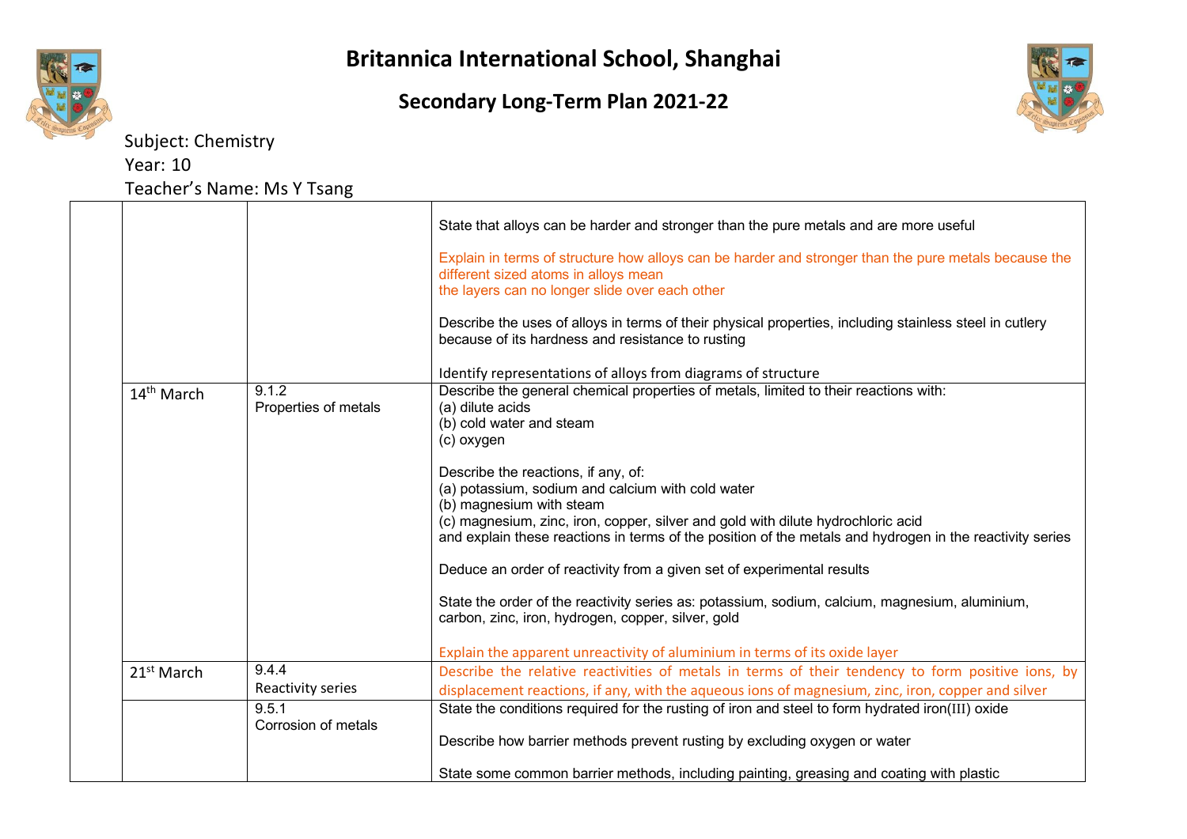# Britannica International School, Shanghai

## Secondary Long-Term Plan 2021-22

Subject: Chemistry

Year: 10

Teacher's Name: Ms Y Tsang

| | | | |
|---|---|---|---|
| | | | State that alloys can be harder and stronger than the pure metals and are more useful<br><br>Explain in terms of structure how alloys can be harder and stronger than the pure metals because the different sized atoms in alloys mean the layers can no longer slide over each other<br><br>Describe the uses of alloys in terms of their physical properties, including stainless steel in cutlery because of its hardness and resistance to rusting<br><br>Identify representations of alloys from diagrams of structure |
| | 14th March | 9.1.2<br>Properties of metals | Describe the general chemical properties of metals, limited to their reactions with:<br>(a) dilute acids<br>(b) cold water and steam<br>(c) oxygen<br><br>Describe the reactions, if any, of:<br>(a) potassium, sodium and calcium with cold water<br>(b) magnesium with steam<br>(c) magnesium, zinc, iron, copper, silver and gold with dilute hydrochloric acid<br>and explain these reactions in terms of the position of the metals and hydrogen in the reactivity series<br><br>Deduce an order of reactivity from a given set of experimental results<br><br>State the order of the reactivity series as: potassium, sodium, calcium, magnesium, aluminium, carbon, zinc, iron, hydrogen, copper, silver, gold<br><br>Explain the apparent unreactivity of aluminium in terms of its oxide layer |
| | 21st March | 9.4.4<br>Reactivity series | Describe the relative reactivities of metals in terms of their tendency to form positive ions, by displacement reactions, if any, with the aqueous ions of magnesium, zinc, iron, copper and silver |
| | | 9.5.1<br>Corrosion of metals | State the conditions required for the rusting of iron and steel to form hydrated iron(III) oxide<br><br>Describe how barrier methods prevent rusting by excluding oxygen or water<br><br>State some common barrier methods, including painting, greasing and coating with plastic |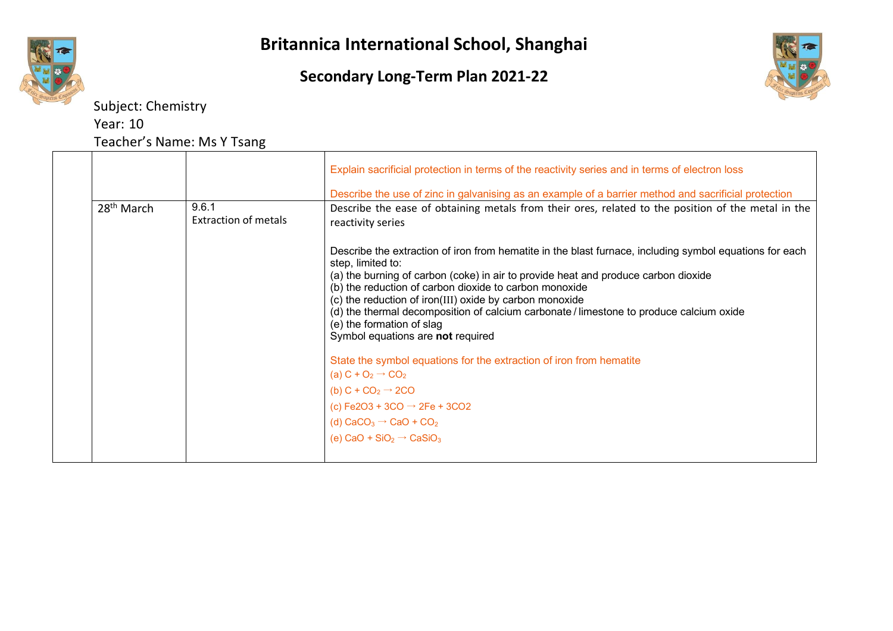# Britannica International School, Shanghai

## Secondary Long-Term Plan 2021-22

Subject: Chemistry

Year: 10

Teacher's Name: Ms Y Tsang

| | | | |
|---|---|---|---|
| | | | Explain sacrificial protection in terms of the reactivity series and in terms of electron loss<br><br>Describe the use of zinc in galvanising as an example of a barrier method and sacrificial protection |
| | 28th March | 9.6.1<br>Extraction of metals | Describe the ease of obtaining metals from their ores, related to the position of the metal in the reactivity series<br><br>Describe the extraction of iron from hematite in the blast furnace, including symbol equations for each step, limited to:<br>(a) the burning of carbon (coke) in air to provide heat and produce carbon dioxide<br>(b) the reduction of carbon dioxide to carbon monoxide<br>(c) the reduction of iron(III) oxide by carbon monoxide<br>(d) the thermal decomposition of calcium carbonate / limestone to produce calcium oxide<br>(e) the formation of slag<br>Symbol equations are **not** required<br><br>State the symbol equations for the extraction of iron from hematite<br>(a) $C + O_2 \rightarrow CO_2$<br>(b) $C + CO_2 \rightarrow 2CO$<br>(c) Fe2O3 + 3CO → 2Fe + 3CO2<br>(d) $CaCO_3 \rightarrow CaO + CO_2$<br>(e) $CaO + SiO_2 \rightarrow CaSiO_3$ |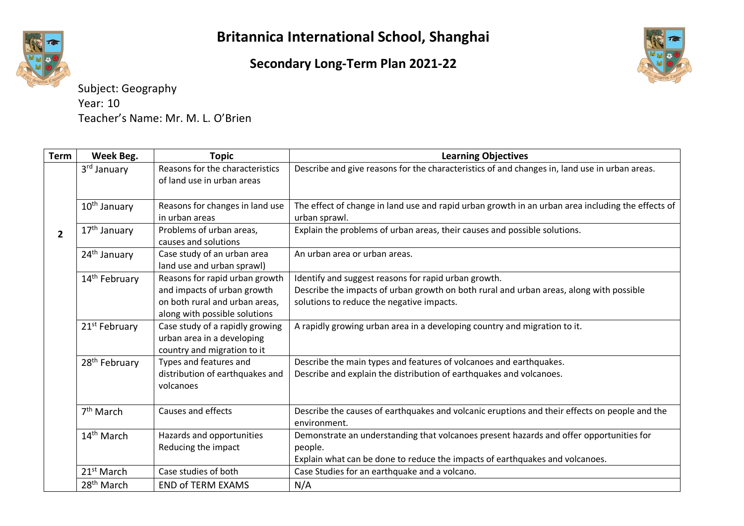# Britannica International School, Shanghai

## Secondary Long-Term Plan 2021-22

Subject: Geography
Year: 10
Teacher's Name: Mr. M. L. O'Brien

| Term | Week Beg. | Topic | Learning Objectives |
|---|---|---|---|
| 2 | 3rd January | Reasons for the characteristics of land use in urban areas | Describe and give reasons for the characteristics of and changes in, land use in urban areas. |
| | 10th January | Reasons for changes in land use in urban areas | The effect of change in land use and rapid urban growth in an urban area including the effects of urban sprawl. |
| | 17th January | Problems of urban areas, causes and solutions | Explain the problems of urban areas, their causes and possible solutions. |
| | 24th January | Case study of an urban area land use and urban sprawl) | An urban area or urban areas. |
| | 14th February | Reasons for rapid urban growth and impacts of urban growth on both rural and urban areas, along with possible solutions | Identify and suggest reasons for rapid urban growth.<br>Describe the impacts of urban growth on both rural and urban areas, along with possible solutions to reduce the negative impacts. |
| | 21st February | Case study of a rapidly growing urban area in a developing country and migration to it | A rapidly growing urban area in a developing country and migration to it. |
| | 28th February | Types and features and distribution of earthquakes and volcanoes | Describe the main types and features of volcanoes and earthquakes.<br>Describe and explain the distribution of earthquakes and volcanoes. |
| | 7th March | Causes and effects | Describe the causes of earthquakes and volcanic eruptions and their effects on people and the environment. |
| | 14th March | Hazards and opportunities<br>Reducing the impact | Demonstrate an understanding that volcanoes present hazards and offer opportunities for people.<br>Explain what can be done to reduce the impacts of earthquakes and volcanoes. |
| | 21st March | Case studies of both | Case Studies for an earthquake and a volcano. |
| | 28th March | END of TERM EXAMS | N/A |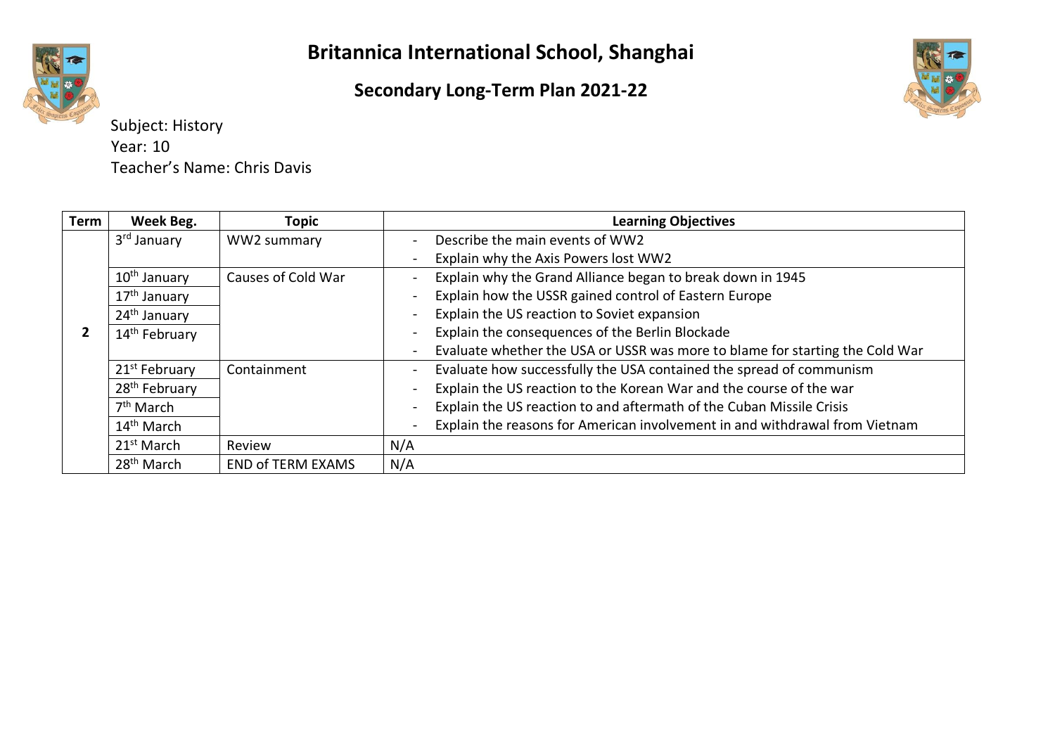# Britannica International School, Shanghai

## Secondary Long-Term Plan 2021-22

Subject: History
Year: 10
Teacher's Name: Chris Davis

| Term | Week Beg. | Topic | Learning Objectives |
|---|---|---|---|
| 2 | 3rd January | WW2 summary | - Describe the main events of WW2<br>- Explain why the Axis Powers lost WW2 |
| | 10th January<br>17th January<br>24th January<br>14th February | Causes of Cold War | - Explain why the Grand Alliance began to break down in 1945<br>- Explain how the USSR gained control of Eastern Europe<br>- Explain the US reaction to Soviet expansion<br>- Explain the consequences of the Berlin Blockade<br>- Evaluate whether the USA or USSR was more to blame for starting the Cold War |
| | 21st February<br>28th February<br>7th March<br>14th March | Containment | - Evaluate how successfully the USA contained the spread of communism<br>- Explain the US reaction to the Korean War and the course of the war<br>- Explain the US reaction to and aftermath of the Cuban Missile Crisis<br>- Explain the reasons for American involvement in and withdrawal from Vietnam |
| | 21st March | Review | N/A |
| | 28th March | END of TERM EXAMS | N/A |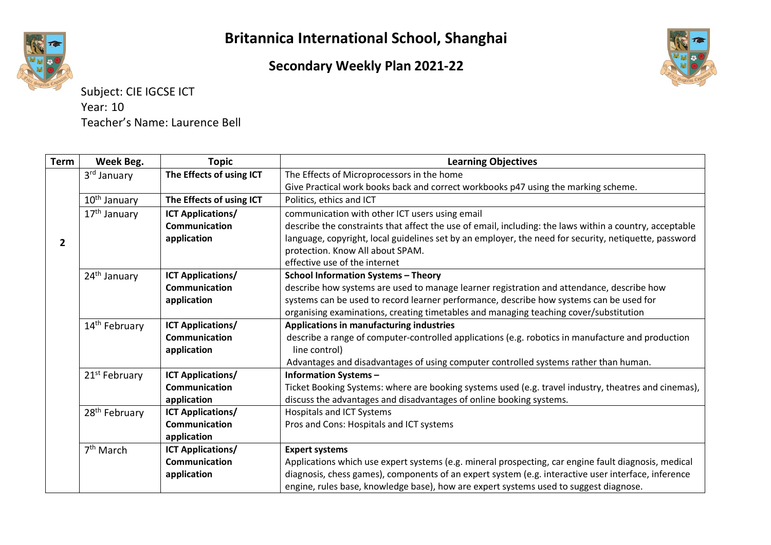# Britannica International School, Shanghai

## Secondary Weekly Plan 2021-22

Subject: CIE IGCSE ICT
Year: 10
Teacher's Name: Laurence Bell

| Term | Week Beg. | Topic | Learning Objectives |
|---|---|---|---|
| 2 | 3rd January | **The Effects of using ICT** | The Effects of Microprocessors in the home<br>Give Practical work books back and correct workbooks p47 using the marking scheme. |
| | 10th January | **The Effects of using ICT** | Politics, ethics and ICT |
| | 17th January | **ICT Applications/ Communication application** | communication with other ICT users using email<br>describe the constraints that affect the use of email, including: the laws within a country, acceptable language, copyright, local guidelines set by an employer, the need for security, netiquette, password protection. Know All about SPAM.<br>effective use of the internet |
| | 24th January | **ICT Applications/ Communication application** | **School Information Systems – Theory**<br>describe how systems are used to manage learner registration and attendance, describe how systems can be used to record learner performance, describe how systems can be used for organising examinations, creating timetables and managing teaching cover/substitution |
| | 14th February | **ICT Applications/ Communication application** | **Applications in manufacturing industries**<br>describe a range of computer-controlled applications (e.g. robotics in manufacture and production line control)<br>Advantages and disadvantages of using computer controlled systems rather than human. |
| | 21st February | **ICT Applications/ Communication application** | **Information Systems –**<br>Ticket Booking Systems: where are booking systems used (e.g. travel industry, theatres and cinemas), discuss the advantages and disadvantages of online booking systems. |
| | 28th February | **ICT Applications/ Communication application** | Hospitals and ICT Systems<br>Pros and Cons: Hospitals and ICT systems |
| | 7th March | **ICT Applications/ Communication application** | **Expert systems**<br>Applications which use expert systems (e.g. mineral prospecting, car engine fault diagnosis, medical diagnosis, chess games), components of an expert system (e.g. interactive user interface, inference engine, rules base, knowledge base), how are expert systems used to suggest diagnose. |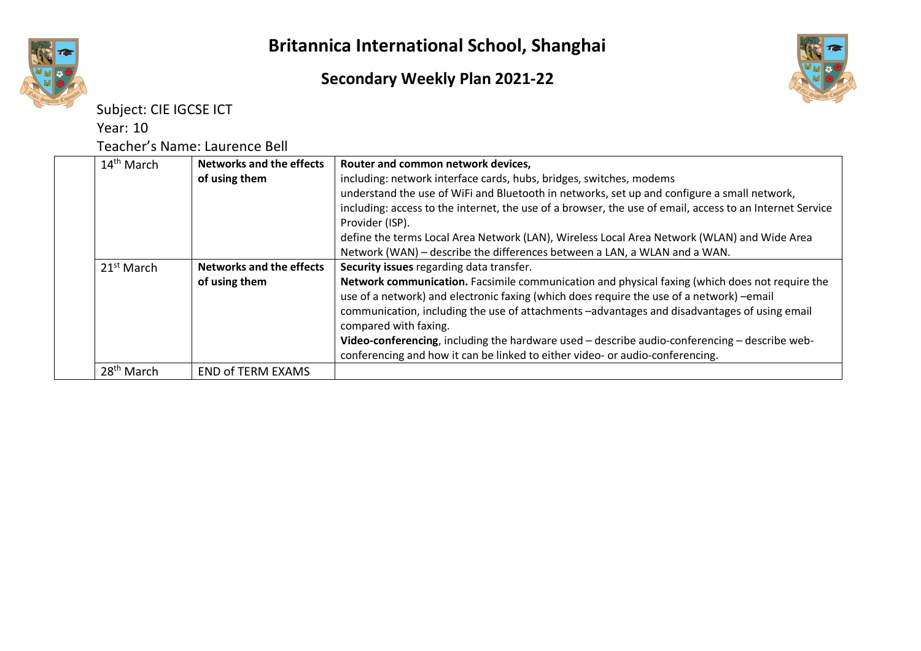# Britannica International School, Shanghai

## Secondary Weekly Plan 2021-22

Subject: CIE IGCSE ICT

Year: 10

Teacher's Name: Laurence Bell

| | | | |
|---|---|---|---|
| | 14th March | **Networks and the effects of using them** | **Router and common network devices,** including: network interface cards, hubs, bridges, switches, modems understand the use of WiFi and Bluetooth in networks, set up and configure a small network, including: access to the internet, the use of a browser, the use of email, access to an Internet Service Provider (ISP). define the terms Local Area Network (LAN), Wireless Local Area Network (WLAN) and Wide Area Network (WAN) – describe the differences between a LAN, a WLAN and a WAN. |
| | 21st March | **Networks and the effects of using them** | **Security issues** regarding data transfer. **Network communication.** Facsimile communication and physical faxing (which does not require the use of a network) and electronic faxing (which does require the use of a network) –email communication, including the use of attachments –advantages and disadvantages of using email compared with faxing. **Video-conferencing**, including the hardware used – describe audio-conferencing – describe web-conferencing and how it can be linked to either video- or audio-conferencing. |
| | 28th March | END of TERM EXAMS | |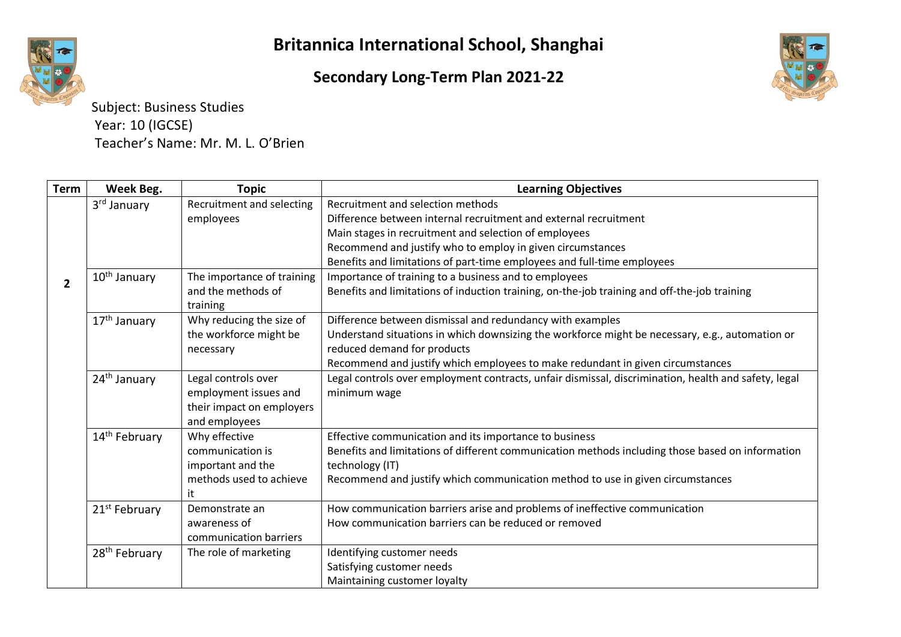# Britannica International School, Shanghai

## Secondary Long-Term Plan 2021-22

Subject: Business Studies
Year: 10 (IGCSE)
Teacher's Name: Mr. M. L. O'Brien

| Term | Week Beg. | Topic | Learning Objectives |
|---|---|---|---|
| 2 | 3rd January | Recruitment and selecting employees | Recruitment and selection methods<br>Difference between internal recruitment and external recruitment<br>Main stages in recruitment and selection of employees<br>Recommend and justify who to employ in given circumstances<br>Benefits and limitations of part-time employees and full-time employees |
| | 10th January | The importance of training and the methods of training | Importance of training to a business and to employees<br>Benefits and limitations of induction training, on-the-job training and off-the-job training |
| | 17th January | Why reducing the size of the workforce might be necessary | Difference between dismissal and redundancy with examples<br>Understand situations in which downsizing the workforce might be necessary, e.g., automation or reduced demand for products<br>Recommend and justify which employees to make redundant in given circumstances |
| | 24th January | Legal controls over employment issues and their impact on employers and employees | Legal controls over employment contracts, unfair dismissal, discrimination, health and safety, legal minimum wage |
| | 14th February | Why effective communication is important and the methods used to achieve it | Effective communication and its importance to business<br>Benefits and limitations of different communication methods including those based on information technology (IT)<br>Recommend and justify which communication method to use in given circumstances |
| | 21st February | Demonstrate an awareness of communication barriers | How communication barriers arise and problems of ineffective communication<br>How communication barriers can be reduced or removed |
| | 28th February | The role of marketing | Identifying customer needs<br>Satisfying customer needs<br>Maintaining customer loyalty |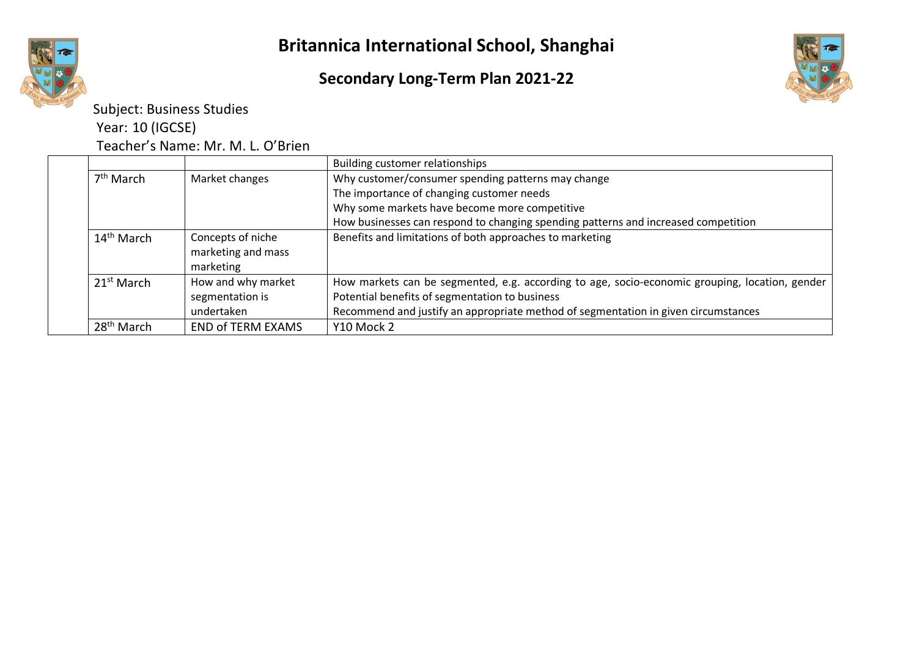# Britannica International School, Shanghai

## Secondary Long-Term Plan 2021-22

Subject: Business Studies

Year: 10 (IGCSE)

Teacher's Name: Mr. M. L. O'Brien

| | | | |
|---|---|---|---|
| | | | Building customer relationships |
| | 7th March | Market changes | Why customer/consumer spending patterns may change<br>The importance of changing customer needs<br>Why some markets have become more competitive<br>How businesses can respond to changing spending patterns and increased competition |
| | 14th March | Concepts of niche marketing and mass marketing | Benefits and limitations of both approaches to marketing |
| | 21st March | How and why market segmentation is undertaken | How markets can be segmented, e.g. according to age, socio-economic grouping, location, gender<br>Potential benefits of segmentation to business<br>Recommend and justify an appropriate method of segmentation in given circumstances |
| | 28th March | END of TERM EXAMS | Y10 Mock 2 |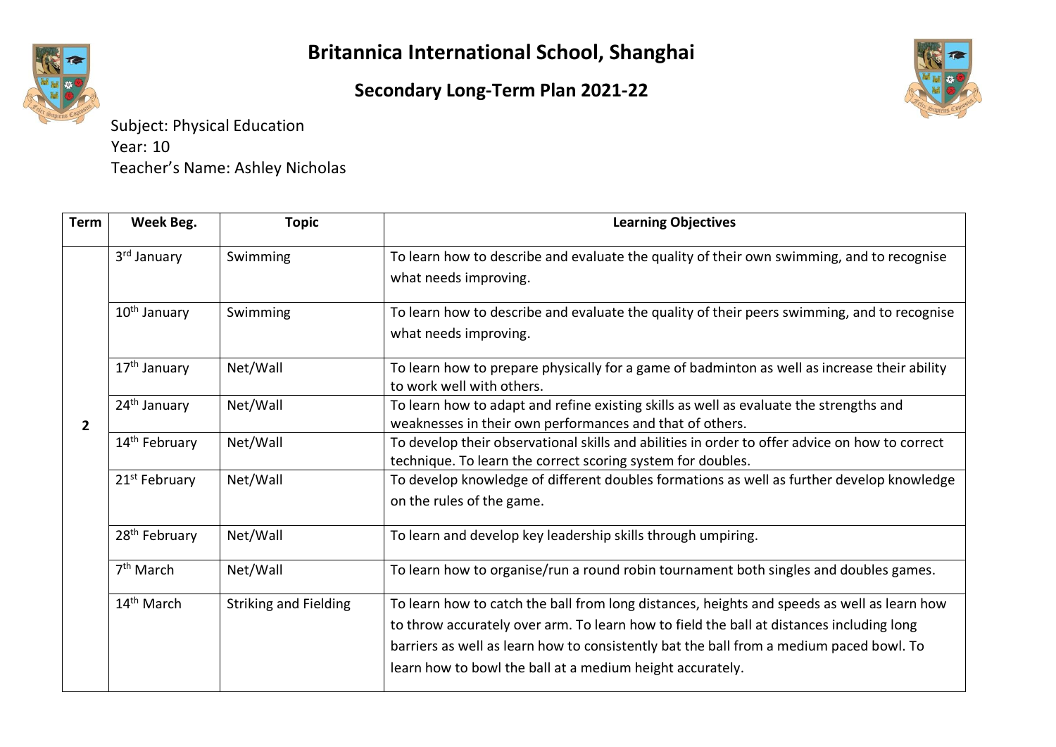# Britannica International School, Shanghai

## Secondary Long-Term Plan 2021-22

Subject: Physical Education
Year: 10
Teacher's Name: Ashley Nicholas

| Term | Week Beg. | Topic | Learning Objectives |
|---|---|---|---|
| 2 | 3rd January | Swimming | To learn how to describe and evaluate the quality of their own swimming, and to recognise what needs improving. |
| | 10th January | Swimming | To learn how to describe and evaluate the quality of their peers swimming, and to recognise what needs improving. |
| | 17th January | Net/Wall | To learn how to prepare physically for a game of badminton as well as increase their ability to work well with others. |
| | 24th January | Net/Wall | To learn how to adapt and refine existing skills as well as evaluate the strengths and weaknesses in their own performances and that of others. |
| | 14th February | Net/Wall | To develop their observational skills and abilities in order to offer advice on how to correct technique. To learn the correct scoring system for doubles. |
| | 21st February | Net/Wall | To develop knowledge of different doubles formations as well as further develop knowledge on the rules of the game. |
| | 28th February | Net/Wall | To learn and develop key leadership skills through umpiring. |
| | 7th March | Net/Wall | To learn how to organise/run a round robin tournament both singles and doubles games. |
| | 14th March | Striking and Fielding | To learn how to catch the ball from long distances, heights and speeds as well as learn how to throw accurately over arm. To learn how to field the ball at distances including long barriers as well as learn how to consistently bat the ball from a medium paced bowl. To learn how to bowl the ball at a medium height accurately. |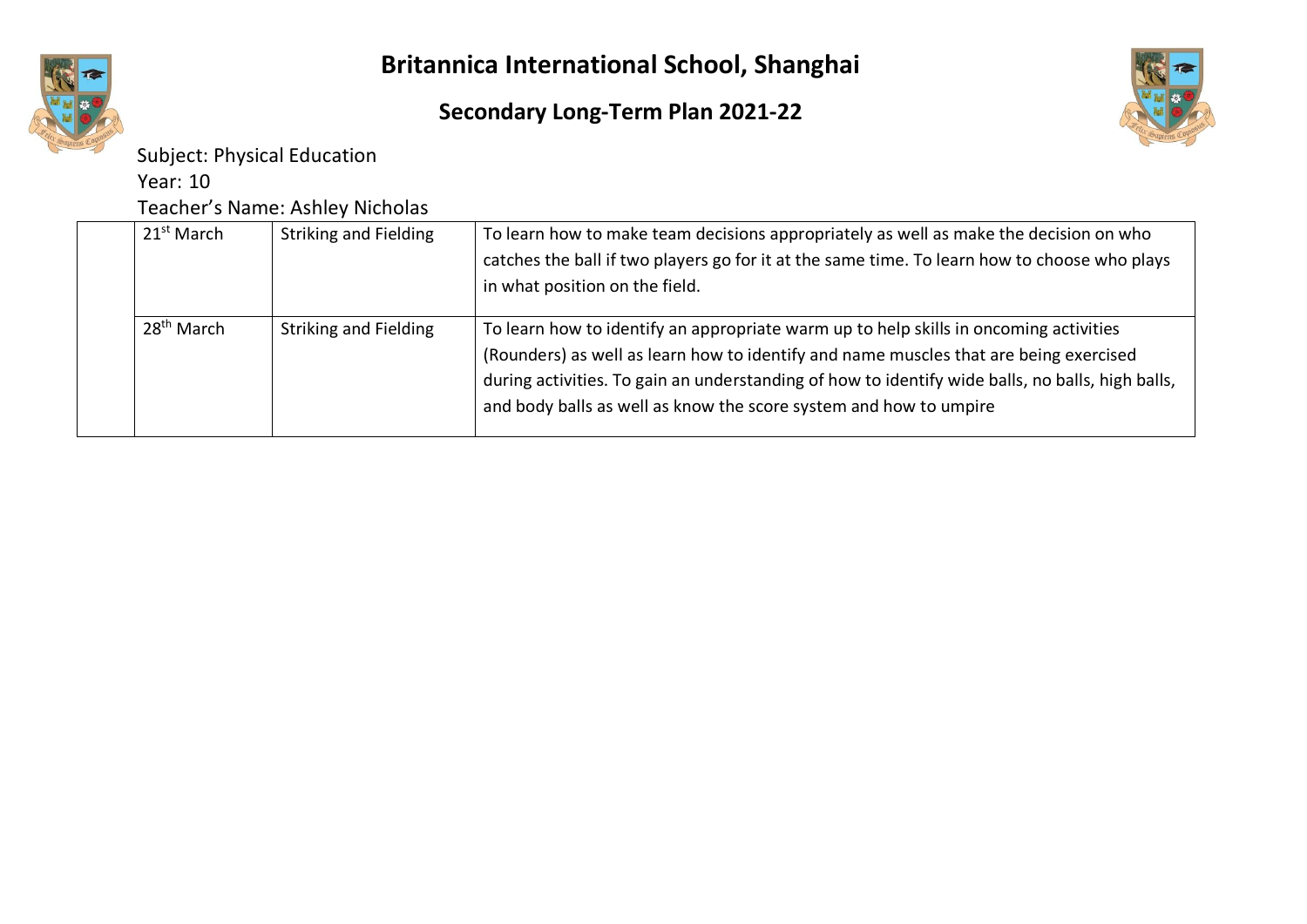# Britannica International School, Shanghai

## Secondary Long-Term Plan 2021-22

Subject: Physical Education

Year: 10

Teacher's Name: Ashley Nicholas

| | | | |
|---|---|---|---|
| | 21st March | Striking and Fielding | To learn how to make team decisions appropriately as well as make the decision on who catches the ball if two players go for it at the same time. To learn how to choose who plays in what position on the field. |
| | 28th March | Striking and Fielding | To learn how to identify an appropriate warm up to help skills in oncoming activities (Rounders) as well as learn how to identify and name muscles that are being exercised during activities. To gain an understanding of how to identify wide balls, no balls, high balls, and body balls as well as know the score system and how to umpire |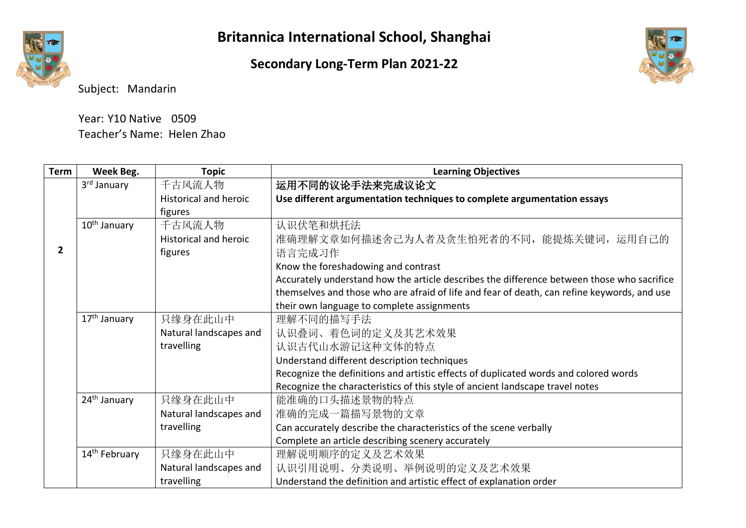# Britannica International School, Shanghai

## Secondary Long-Term Plan 2021-22

Subject: Mandarin

Year: Y10 Native 0509
Teacher's Name: Helen Zhao

| Term | Week Beg. | Topic | Learning Objectives |
|---|---|---|---|
| 2 | 3rd January | 千古风流人物<br>Historical and heroic figures | **运用不同的议论手法来完成议论文**<br>**Use different argumentation techniques to complete argumentation essays** |
| | 10th January | 千古风流人物<br>Historical and heroic figures | 认识伏笔和烘托法<br>准确理解文章如何描述舍己为人者及贪生怕死者的不同，能提炼关键词，运用自己的语言完成习作<br>Know the foreshadowing and contrast<br>Accurately understand how the article describes the difference between those who sacrifice themselves and those who are afraid of life and fear of death, can refine keywords, and use their own language to complete assignments |
| | 17th January | 只缘身在此山中<br>Natural landscapes and travelling | 理解不同的描写手法<br>认识叠词、着色词的定义及其艺术效果<br>认识古代山水游记这种文体的特点<br>Understand different description techniques<br>Recognize the definitions and artistic effects of duplicated words and colored words<br>Recognize the characteristics of this style of ancient landscape travel notes |
| | 24th January | 只缘身在此山中<br>Natural landscapes and travelling | 能准确的口头描述景物的特点<br>准确的完成一篇描写景物的文章<br>Can accurately describe the characteristics of the scene verbally<br>Complete an article describing scenery accurately |
| | 14th February | 只缘身在此山中<br>Natural landscapes and travelling | 理解说明顺序的定义及艺术效果<br>认识引用说明、分类说明、举例说明的定义及艺术效果<br>Understand the definition and artistic effect of explanation order |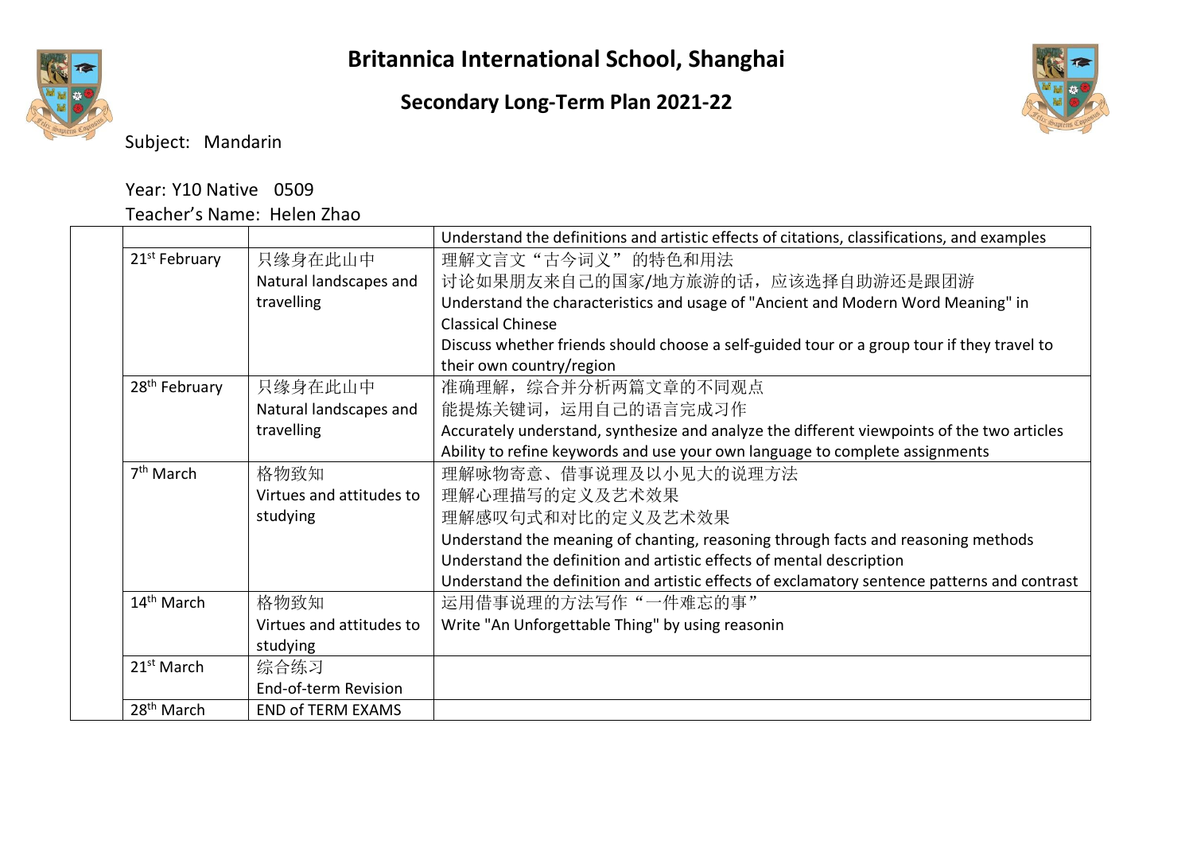# Britannica International School, Shanghai

## Secondary Long-Term Plan 2021-22

Subject: Mandarin

Year: Y10 Native 0509

Teacher's Name: Helen Zhao

| | | | |
|---|---|---|---|
| | | | Understand the definitions and artistic effects of citations, classifications, and examples |
| | 21st February | 只缘身在此山中<br>Natural landscapes and travelling | 理解文言文“古今词义” 的特色和用法<br>讨论如果朋友来自己的国家/地方旅游的话，应该选择自助游还是跟团游<br>Understand the characteristics and usage of "Ancient and Modern Word Meaning" in Classical Chinese<br>Discuss whether friends should choose a self-guided tour or a group tour if they travel to their own country/region |
| | 28th February | 只缘身在此山中<br>Natural landscapes and travelling | 准确理解，综合并分析两篇文章的不同观点<br>能提炼关键词，运用自己的语言完成习作<br>Accurately understand, synthesize and analyze the different viewpoints of the two articles<br>Ability to refine keywords and use your own language to complete assignments |
| | 7th March | 格物致知<br>Virtues and attitudes to studying | 理解咏物寄意、借事说理及以小见大的说理方法<br>理解心理描写的定义及艺术效果<br>理解感叹句式和对比的定义及艺术效果<br>Understand the meaning of chanting, reasoning through facts and reasoning methods<br>Understand the definition and artistic effects of mental description<br>Understand the definition and artistic effects of exclamatory sentence patterns and contrast |
| | 14th March | 格物致知<br>Virtues and attitudes to studying | 运用借事说理的方法写作“一件难忘的事”<br>Write "An Unforgettable Thing" by using reasonin |
| | 21st March | 综合练习<br>End-of-term Revision | |
| | 28th March | END of TERM EXAMS | |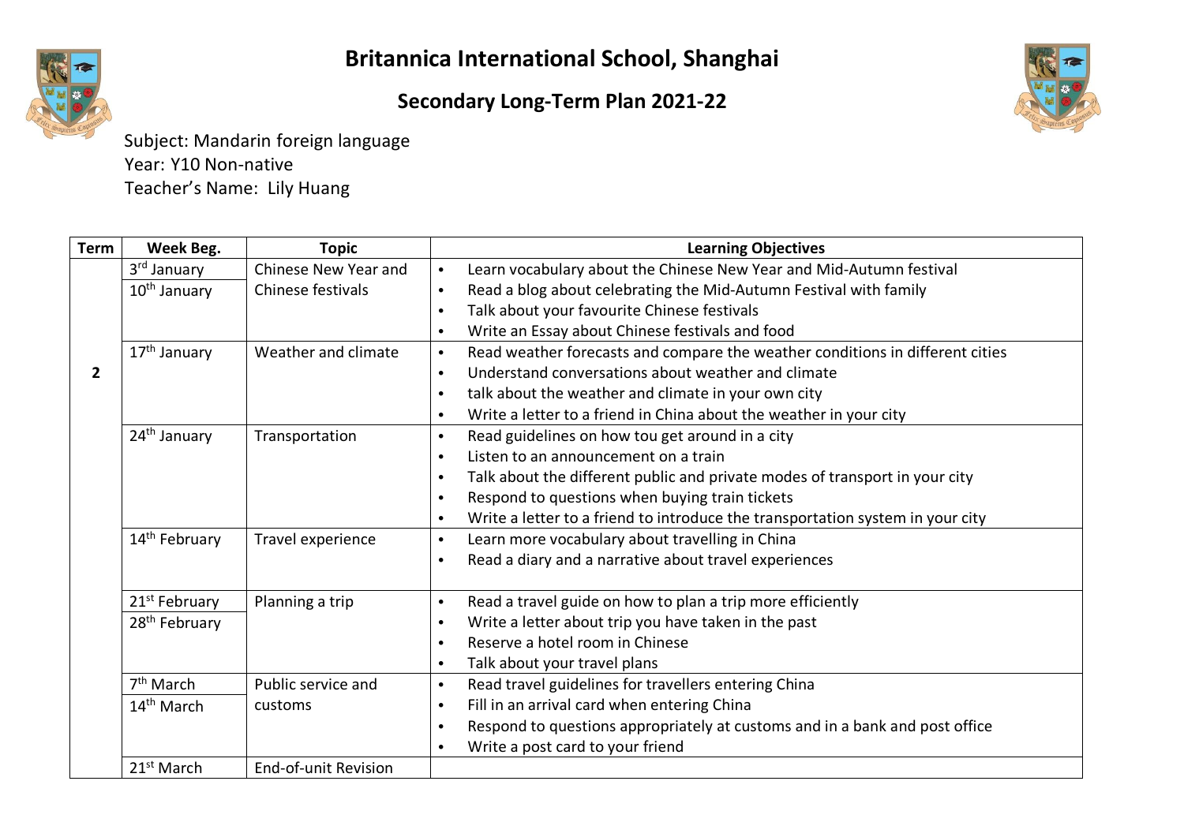# Britannica International School, Shanghai

## Secondary Long-Term Plan 2021-22

Subject: Mandarin foreign language
Year: Y10 Non-native
Teacher's Name: Lily Huang

| Term | Week Beg. | Topic | Learning Objectives |
|---|---|---|---|
| 2 | 3rd January<br>10th January | Chinese New Year and Chinese festivals | • Learn vocabulary about the Chinese New Year and Mid-Autumn festival<br>• Read a blog about celebrating the Mid-Autumn Festival with family<br>• Talk about your favourite Chinese festivals<br>• Write an Essay about Chinese festivals and food |
| | 17th January | Weather and climate | • Read weather forecasts and compare the weather conditions in different cities<br>• Understand conversations about weather and climate<br>• talk about the weather and climate in your own city<br>• Write a letter to a friend in China about the weather in your city |
| | 24th January | Transportation | • Read guidelines on how tou get around in a city<br>• Listen to an announcement on a train<br>• Talk about the different public and private modes of transport in your city<br>• Respond to questions when buying train tickets<br>• Write a letter to a friend to introduce the transportation system in your city |
| | 14th February | Travel experience | • Learn more vocabulary about travelling in China<br>• Read a diary and a narrative about travel experiences |
| | 21st February<br>28th February | Planning a trip | • Read a travel guide on how to plan a trip more efficiently<br>• Write a letter about trip you have taken in the past<br>• Reserve a hotel room in Chinese<br>• Talk about your travel plans |
| | 7th March<br>14th March | Public service and customs | • Read travel guidelines for travellers entering China<br>• Fill in an arrival card when entering China<br>• Respond to questions appropriately at customs and in a bank and post office<br>• Write a post card to your friend |
| | 21st March | End-of-unit Revision | |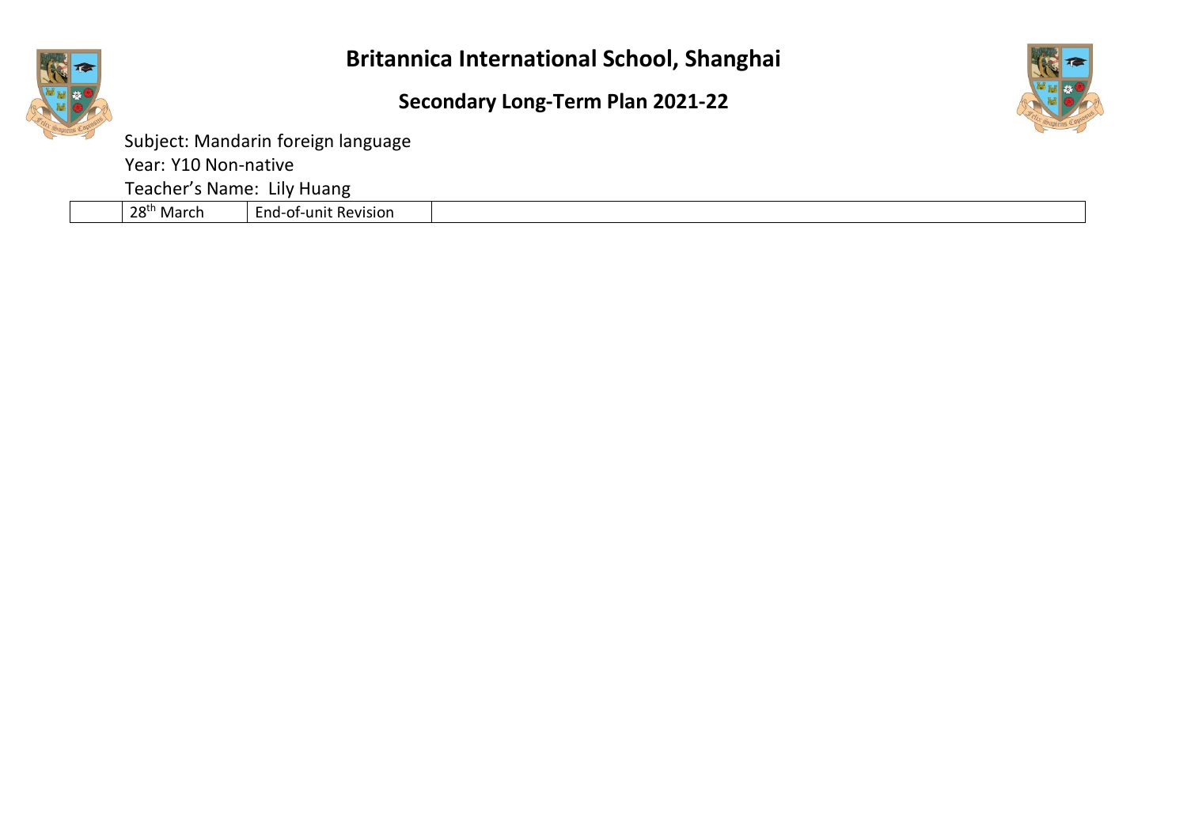# Britannica International School, Shanghai

## Secondary Long-Term Plan 2021-22

Subject: Mandarin foreign language

Year: Y10 Non-native

Teacher's Name: Lily Huang

| | | | |
|---|---|---|---|
| | 28th March | End-of-unit Revision | |